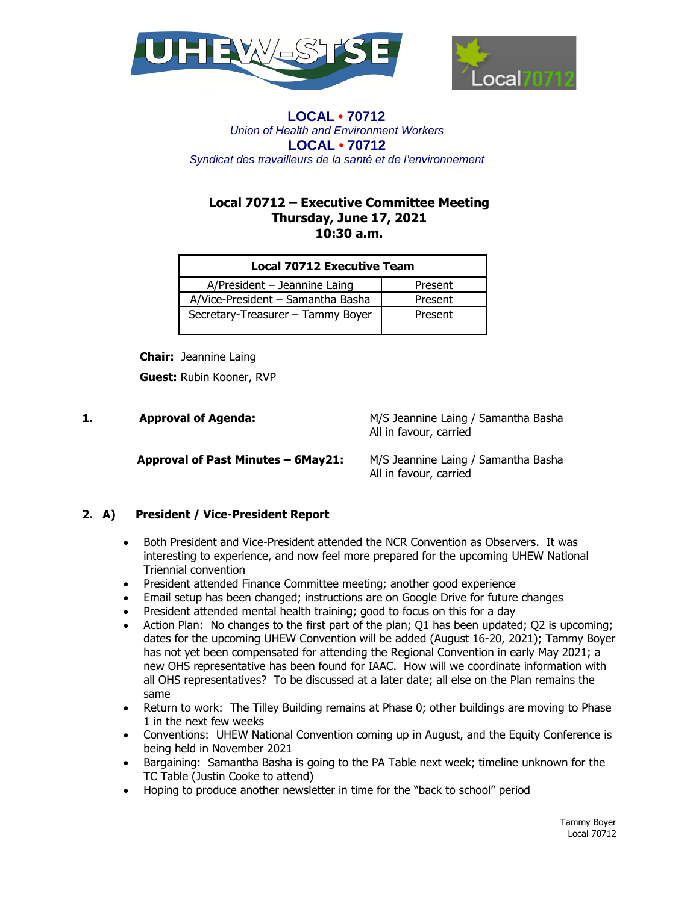**LOCAL • 70712**
*Union of Health and Environment Workers*
**LOCAL • 70712**
*Syndicat des travailleurs de la santé et de l'environnement*

# Local 70712 – Executive Committee Meeting
## Thursday, June 17, 2021
## 10:30 a.m.

| Local 70712 Executive Team | |
|---|---|
| A/President – Jeannine Laing | Present |
| A/Vice-President – Samantha Basha | Present |
| Secretary-Treasurer – Tammy Boyer | Present |
| | |

**Chair:** Jeannine Laing

**Guest:** Rubin Kooner, RVP

**1. Approval of Agenda:** M/S Jeannine Laing / Samantha Basha
All in favour, carried

**Approval of Past Minutes – 6May21:** M/S Jeannine Laing / Samantha Basha
All in favour, carried

**2. A) President / Vice-President Report**

- Both President and Vice-President attended the NCR Convention as Observers. It was interesting to experience, and now feel more prepared for the upcoming UHEW National Triennial convention
- President attended Finance Committee meeting; another good experience
- Email setup has been changed; instructions are on Google Drive for future changes
- President attended mental health training; good to focus on this for a day
- Action Plan: No changes to the first part of the plan; Q1 has been updated; Q2 is upcoming; dates for the upcoming UHEW Convention will be added (August 16-20, 2021); Tammy Boyer has not yet been compensated for attending the Regional Convention in early May 2021; a new OHS representative has been found for IAAC. How will we coordinate information with all OHS representatives? To be discussed at a later date; all else on the Plan remains the same
- Return to work: The Tilley Building remains at Phase 0; other buildings are moving to Phase 1 in the next few weeks
- Conventions: UHEW National Convention coming up in August, and the Equity Conference is being held in November 2021
- Bargaining: Samantha Basha is going to the PA Table next week; timeline unknown for the TC Table (Justin Cooke to attend)
- Hoping to produce another newsletter in time for the "back to school" period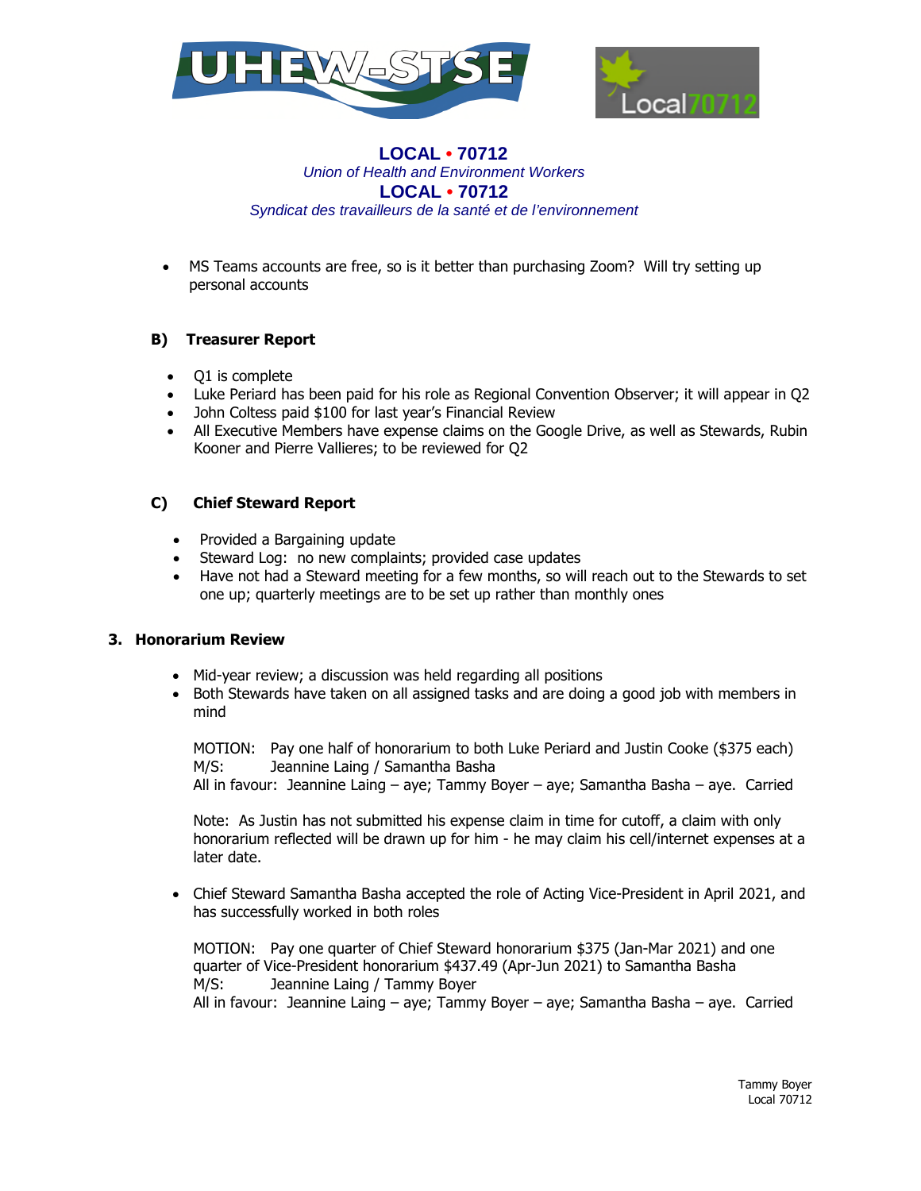- MS Teams accounts are free, so is it better than purchasing Zoom? Will try setting up personal accounts

### B) Treasurer Report

- Q1 is complete
- Luke Periard has been paid for his role as Regional Convention Observer; it will appear in Q2
- John Coltess paid $100 for last year's Financial Review
- All Executive Members have expense claims on the Google Drive, as well as Stewards, Rubin Kooner and Pierre Vallieres; to be reviewed for Q2

### C) Chief Steward Report

- Provided a Bargaining update
- Steward Log: no new complaints; provided case updates
- Have not had a Steward meeting for a few months, so will reach out to the Stewards to set one up; quarterly meetings are to be set up rather than monthly ones

## 3. Honorarium Review

- Mid-year review; a discussion was held regarding all positions
- Both Stewards have taken on all assigned tasks and are doing a good job with members in mind

  MOTION: Pay one half of honorarium to both Luke Periard and Justin Cooke ($375 each)
  M/S: Jeannine Laing / Samantha Basha
  All in favour: Jeannine Laing – aye; Tammy Boyer – aye; Samantha Basha – aye. Carried

  Note: As Justin has not submitted his expense claim in time for cutoff, a claim with only honorarium reflected will be drawn up for him - he may claim his cell/internet expenses at a later date.

- Chief Steward Samantha Basha accepted the role of Acting Vice-President in April 2021, and has successfully worked in both roles

  MOTION: Pay one quarter of Chief Steward honorarium $375 (Jan-Mar 2021) and one quarter of Vice-President honorarium $437.49 (Apr-Jun 2021) to Samantha Basha
  M/S: Jeannine Laing / Tammy Boyer
  All in favour: Jeannine Laing – aye; Tammy Boyer – aye; Samantha Basha – aye. Carried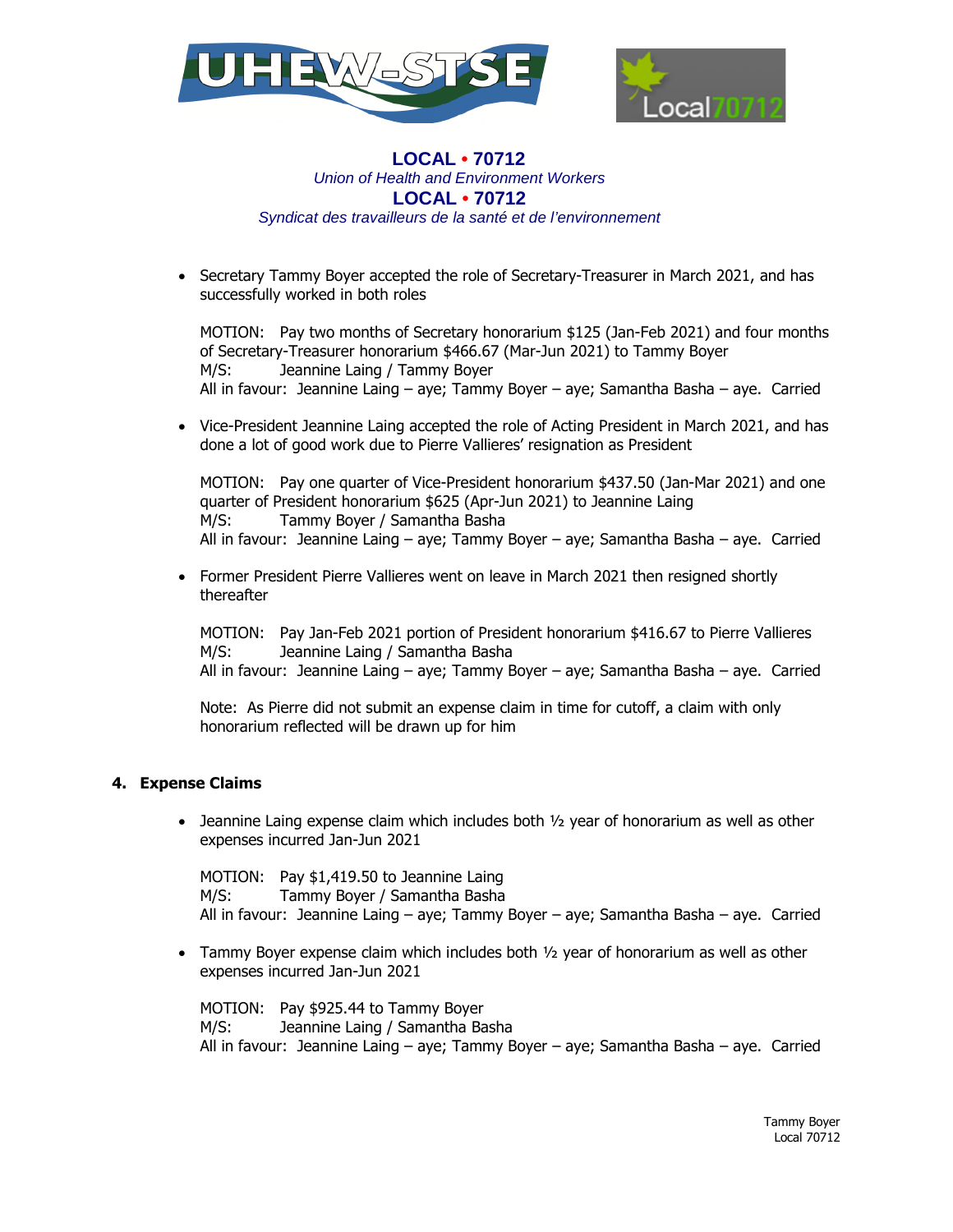- Secretary Tammy Boyer accepted the role of Secretary-Treasurer in March 2021, and has successfully worked in both roles

  MOTION: Pay two months of Secretary honorarium $125 (Jan-Feb 2021) and four months of Secretary-Treasurer honorarium $466.67 (Mar-Jun 2021) to Tammy Boyer
  M/S: Jeannine Laing / Tammy Boyer
  All in favour: Jeannine Laing – aye; Tammy Boyer – aye; Samantha Basha – aye. Carried

- Vice-President Jeannine Laing accepted the role of Acting President in March 2021, and has done a lot of good work due to Pierre Vallieres' resignation as President

  MOTION: Pay one quarter of Vice-President honorarium $437.50 (Jan-Mar 2021) and one quarter of President honorarium $625 (Apr-Jun 2021) to Jeannine Laing
  M/S: Tammy Boyer / Samantha Basha
  All in favour: Jeannine Laing – aye; Tammy Boyer – aye; Samantha Basha – aye. Carried

- Former President Pierre Vallieres went on leave in March 2021 then resigned shortly thereafter

  MOTION: Pay Jan-Feb 2021 portion of President honorarium $416.67 to Pierre Vallieres
  M/S: Jeannine Laing / Samantha Basha
  All in favour: Jeannine Laing – aye; Tammy Boyer – aye; Samantha Basha – aye. Carried

  Note: As Pierre did not submit an expense claim in time for cutoff, a claim with only honorarium reflected will be drawn up for him

**4. Expense Claims**

- Jeannine Laing expense claim which includes both ½ year of honorarium as well as other expenses incurred Jan-Jun 2021

  MOTION: Pay $1,419.50 to Jeannine Laing
  M/S: Tammy Boyer / Samantha Basha
  All in favour: Jeannine Laing – aye; Tammy Boyer – aye; Samantha Basha – aye. Carried

- Tammy Boyer expense claim which includes both ½ year of honorarium as well as other expenses incurred Jan-Jun 2021

  MOTION: Pay $925.44 to Tammy Boyer
  M/S: Jeannine Laing / Samantha Basha
  All in favour: Jeannine Laing – aye; Tammy Boyer – aye; Samantha Basha – aye. Carried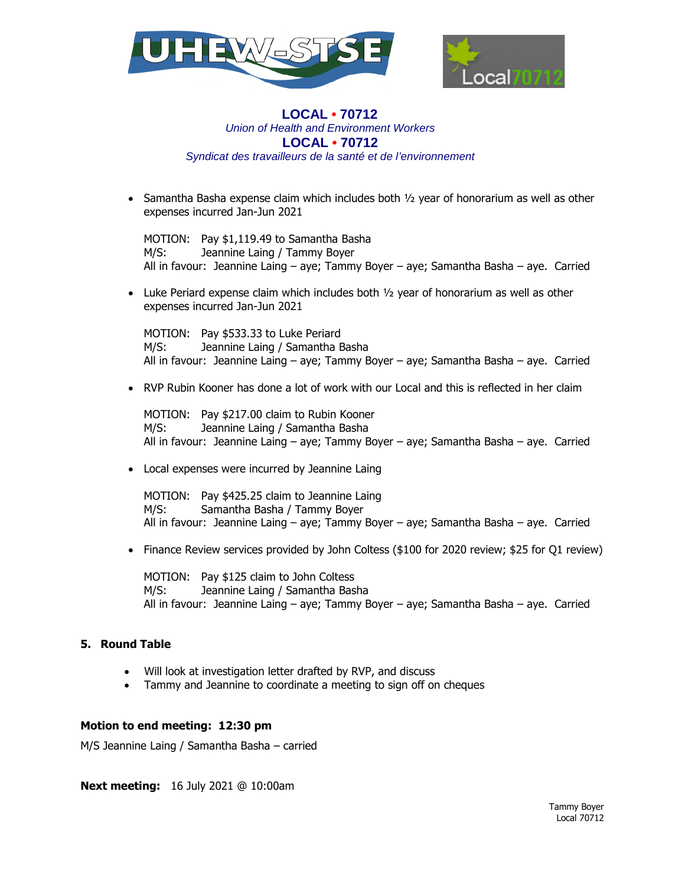**LOCAL • 70712**
*Union of Health and Environment Workers*
**LOCAL • 70712**
*Syndicat des travailleurs de la santé et de l'environnement*

- Samantha Basha expense claim which includes both ½ year of honorarium as well as other expenses incurred Jan-Jun 2021

  MOTION: Pay $1,119.49 to Samantha Basha
  M/S: Jeannine Laing / Tammy Boyer
  All in favour: Jeannine Laing – aye; Tammy Boyer – aye; Samantha Basha – aye. Carried

- Luke Periard expense claim which includes both ½ year of honorarium as well as other expenses incurred Jan-Jun 2021

  MOTION: Pay $533.33 to Luke Periard
  M/S: Jeannine Laing / Samantha Basha
  All in favour: Jeannine Laing – aye; Tammy Boyer – aye; Samantha Basha – aye. Carried

- RVP Rubin Kooner has done a lot of work with our Local and this is reflected in her claim

  MOTION: Pay $217.00 claim to Rubin Kooner
  M/S: Jeannine Laing / Samantha Basha
  All in favour: Jeannine Laing – aye; Tammy Boyer – aye; Samantha Basha – aye. Carried

- Local expenses were incurred by Jeannine Laing

  MOTION: Pay $425.25 claim to Jeannine Laing
  M/S: Samantha Basha / Tammy Boyer
  All in favour: Jeannine Laing – aye; Tammy Boyer – aye; Samantha Basha – aye. Carried

- Finance Review services provided by John Coltess ($100 for 2020 review; $25 for Q1 review)

  MOTION: Pay $125 claim to John Coltess
  M/S: Jeannine Laing / Samantha Basha
  All in favour: Jeannine Laing – aye; Tammy Boyer – aye; Samantha Basha – aye. Carried

## 5. Round Table

- Will look at investigation letter drafted by RVP, and discuss
- Tammy and Jeannine to coordinate a meeting to sign off on cheques

**Motion to end meeting: 12:30 pm**

M/S Jeannine Laing / Samantha Basha – carried

**Next meeting:** 16 July 2021 @ 10:00am

Tammy Boyer
Local 70712